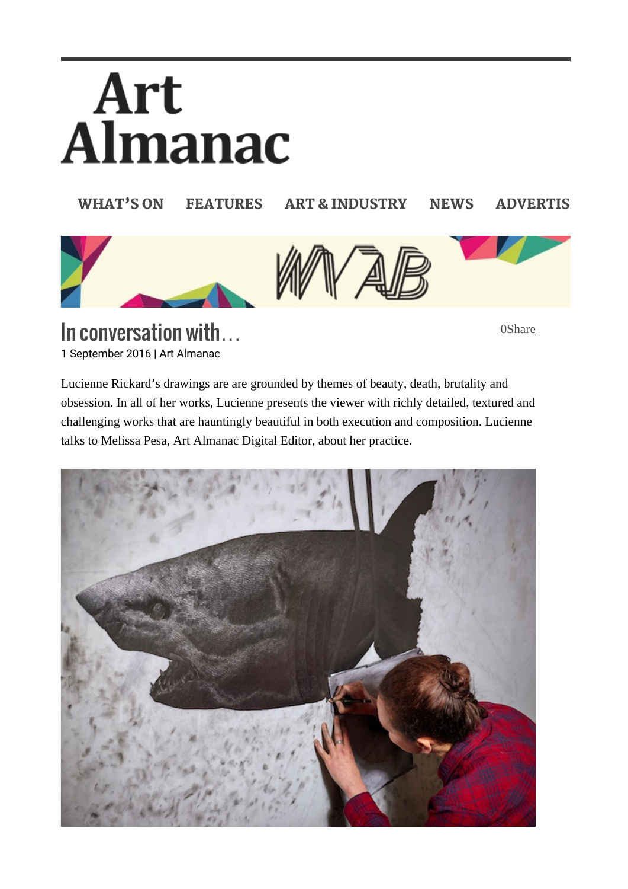# Art Almanac

WHAT'S ON FEATURES ART & INDUSTRY NEWS ADVERTIS

## In conversation with…

0Share

1 September 2016 | Art Almanac

Lucienne Rickard's drawings are are grounded by themes of beauty, death, brutality and obsession. In all of her works, Lucienne presents the viewer with richly detailed, textured and challenging works that are hauntingly beautiful in both execution and composition. Lucienne talks to Melissa Pesa, Art Almanac Digital Editor, about her practice.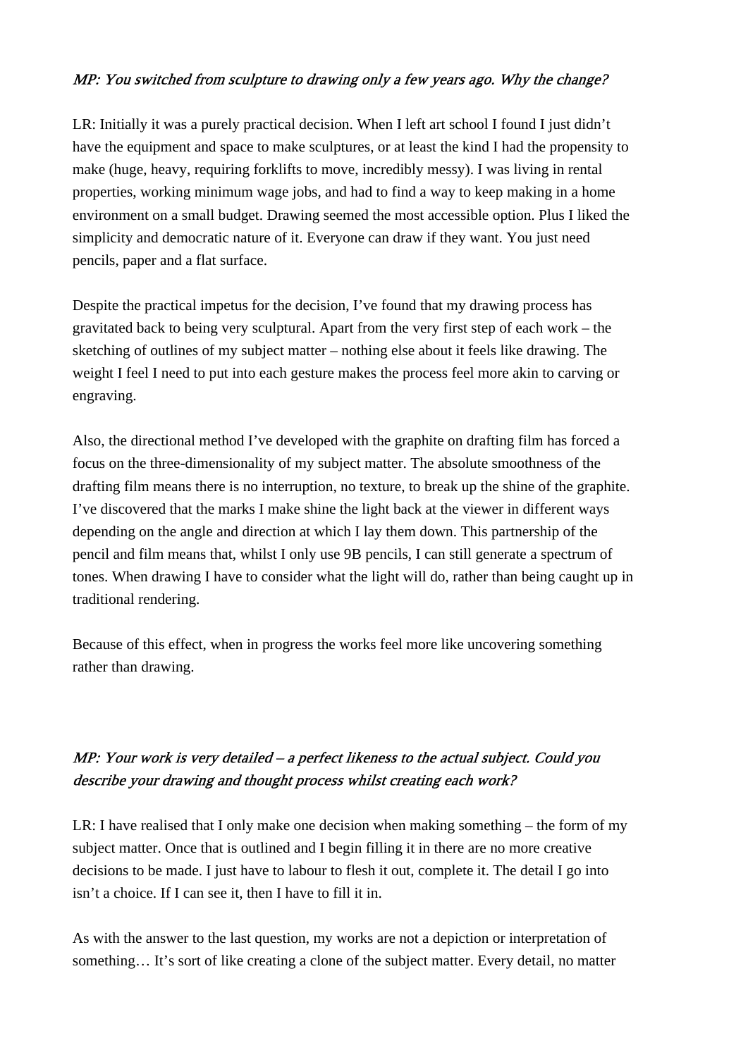*MP: You switched from sculpture to drawing only a few years ago. Why the change?*

LR: Initially it was a purely practical decision. When I left art school I found I just didn't have the equipment and space to make sculptures, or at least the kind I had the propensity to make (huge, heavy, requiring forklifts to move, incredibly messy). I was living in rental properties, working minimum wage jobs, and had to find a way to keep making in a home environment on a small budget. Drawing seemed the most accessible option. Plus I liked the simplicity and democratic nature of it. Everyone can draw if they want. You just need pencils, paper and a flat surface.

Despite the practical impetus for the decision, I've found that my drawing process has gravitated back to being very sculptural. Apart from the very first step of each work – the sketching of outlines of my subject matter – nothing else about it feels like drawing. The weight I feel I need to put into each gesture makes the process feel more akin to carving or engraving.

Also, the directional method I've developed with the graphite on drafting film has forced a focus on the three-dimensionality of my subject matter. The absolute smoothness of the drafting film means there is no interruption, no texture, to break up the shine of the graphite. I've discovered that the marks I make shine the light back at the viewer in different ways depending on the angle and direction at which I lay them down. This partnership of the pencil and film means that, whilst I only use 9B pencils, I can still generate a spectrum of tones. When drawing I have to consider what the light will do, rather than being caught up in traditional rendering.

Because of this effect, when in progress the works feel more like uncovering something rather than drawing.

*MP: Your work is very detailed – a perfect likeness to the actual subject. Could you describe your drawing and thought process whilst creating each work?*

LR: I have realised that I only make one decision when making something – the form of my subject matter. Once that is outlined and I begin filling it in there are no more creative decisions to be made. I just have to labour to flesh it out, complete it. The detail I go into isn't a choice. If I can see it, then I have to fill it in.

As with the answer to the last question, my works are not a depiction or interpretation of something… It's sort of like creating a clone of the subject matter. Every detail, no matter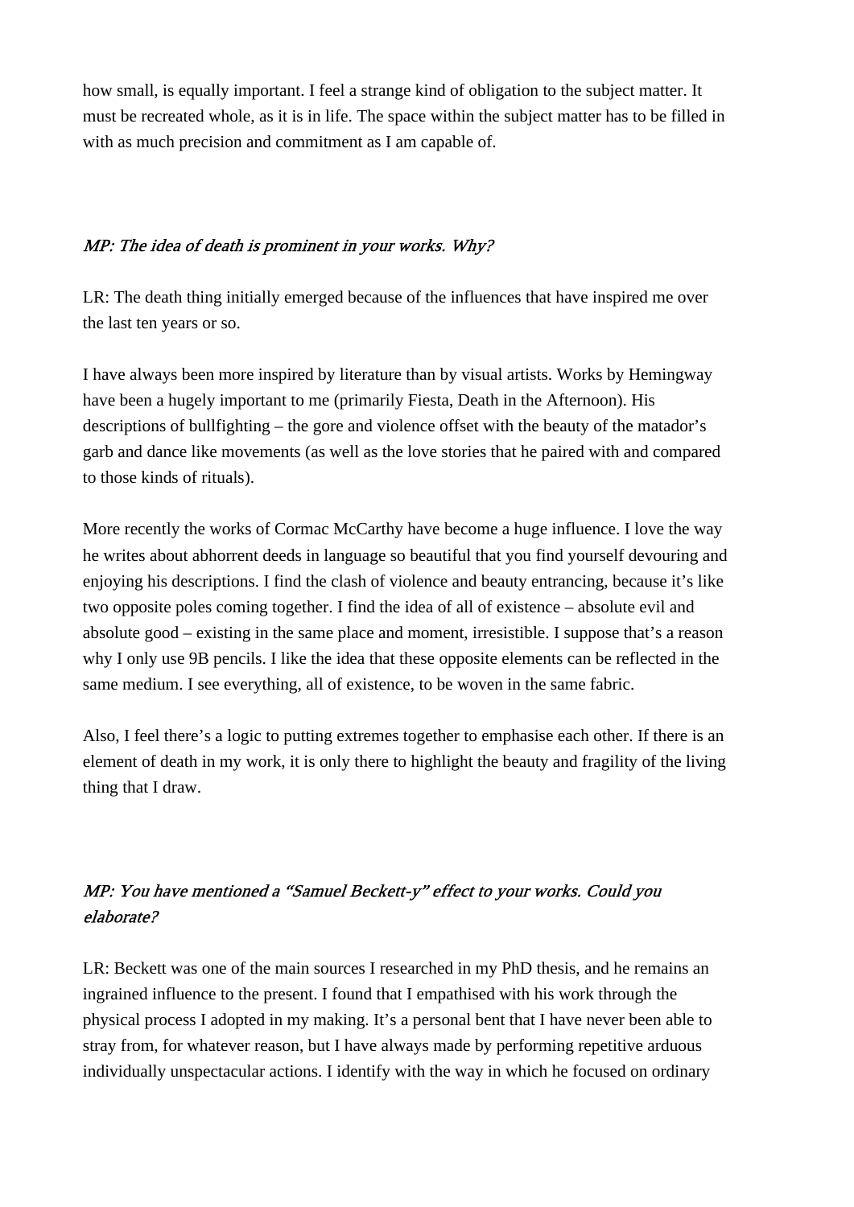how small, is equally important. I feel a strange kind of obligation to the subject matter. It must be recreated whole, as it is in life. The space within the subject matter has to be filled in with as much precision and commitment as I am capable of.

*MP: The idea of death is prominent in your works. Why?*

LR: The death thing initially emerged because of the influences that have inspired me over the last ten years or so.

I have always been more inspired by literature than by visual artists. Works by Hemingway have been a hugely important to me (primarily Fiesta, Death in the Afternoon). His descriptions of bullfighting – the gore and violence offset with the beauty of the matador's garb and dance like movements (as well as the love stories that he paired with and compared to those kinds of rituals).

More recently the works of Cormac McCarthy have become a huge influence. I love the way he writes about abhorrent deeds in language so beautiful that you find yourself devouring and enjoying his descriptions. I find the clash of violence and beauty entrancing, because it's like two opposite poles coming together. I find the idea of all of existence – absolute evil and absolute good – existing in the same place and moment, irresistible. I suppose that's a reason why I only use 9B pencils. I like the idea that these opposite elements can be reflected in the same medium. I see everything, all of existence, to be woven in the same fabric.

Also, I feel there's a logic to putting extremes together to emphasise each other. If there is an element of death in my work, it is only there to highlight the beauty and fragility of the living thing that I draw.

*MP: You have mentioned a "Samuel Beckett-y" effect to your works. Could you elaborate?*

LR: Beckett was one of the main sources I researched in my PhD thesis, and he remains an ingrained influence to the present. I found that I empathised with his work through the physical process I adopted in my making. It's a personal bent that I have never been able to stray from, for whatever reason, but I have always made by performing repetitive arduous individually unspectacular actions. I identify with the way in which he focused on ordinary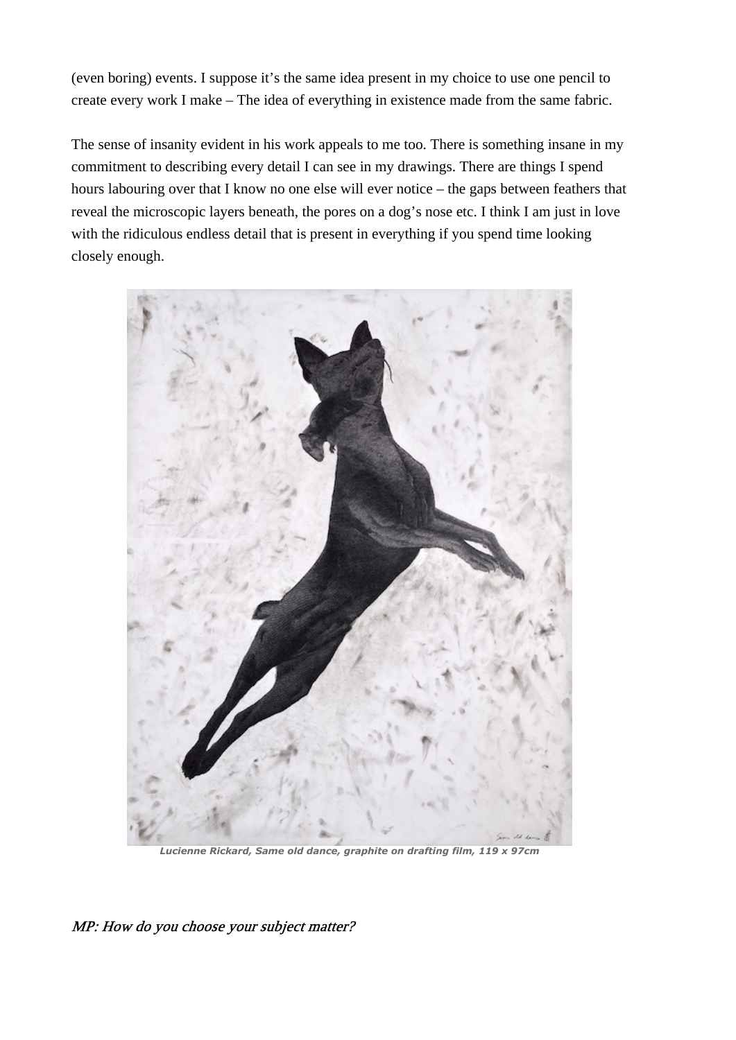(even boring) events. I suppose it's the same idea present in my choice to use one pencil to create every work I make – The idea of everything in existence made from the same fabric.

The sense of insanity evident in his work appeals to me too. There is something insane in my commitment to describing every detail I can see in my drawings. There are things I spend hours labouring over that I know no one else will ever notice – the gaps between feathers that reveal the microscopic layers beneath, the pores on a dog's nose etc. I think I am just in love with the ridiculous endless detail that is present in everything if you spend time looking closely enough.

***Lucienne Rickard, Same old dance, graphite on drafting film, 119 x 97cm***

*MP: How do you choose your subject matter?*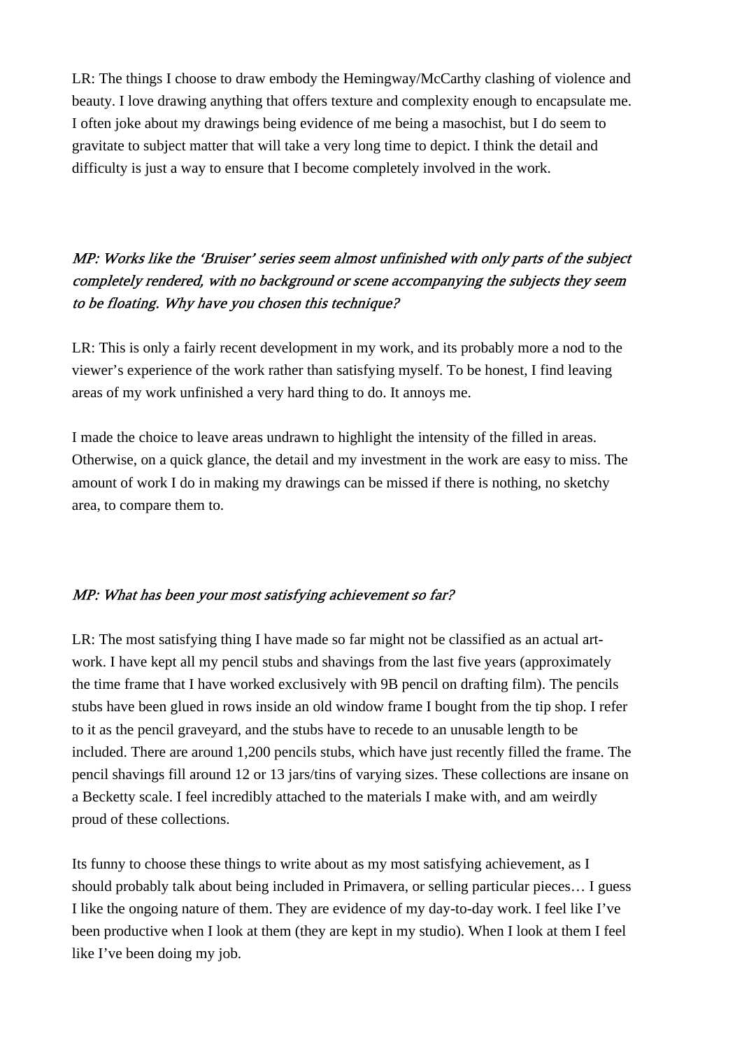LR: The things I choose to draw embody the Hemingway/McCarthy clashing of violence and beauty. I love drawing anything that offers texture and complexity enough to encapsulate me. I often joke about my drawings being evidence of me being a masochist, but I do seem to gravitate to subject matter that will take a very long time to depict. I think the detail and difficulty is just a way to ensure that I become completely involved in the work.

*MP: Works like the 'Bruiser' series seem almost unfinished with only parts of the subject completely rendered, with no background or scene accompanying the subjects they seem to be floating. Why have you chosen this technique?*

LR: This is only a fairly recent development in my work, and its probably more a nod to the viewer's experience of the work rather than satisfying myself. To be honest, I find leaving areas of my work unfinished a very hard thing to do. It annoys me.

I made the choice to leave areas undrawn to highlight the intensity of the filled in areas. Otherwise, on a quick glance, the detail and my investment in the work are easy to miss. The amount of work I do in making my drawings can be missed if there is nothing, no sketchy area, to compare them to.

*MP: What has been your most satisfying achievement so far?*

LR: The most satisfying thing I have made so far might not be classified as an actual art-work. I have kept all my pencil stubs and shavings from the last five years (approximately the time frame that I have worked exclusively with 9B pencil on drafting film). The pencils stubs have been glued in rows inside an old window frame I bought from the tip shop. I refer to it as the pencil graveyard, and the stubs have to recede to an unusable length to be included. There are around 1,200 pencils stubs, which have just recently filled the frame. The pencil shavings fill around 12 or 13 jars/tins of varying sizes. These collections are insane on a Becketty scale. I feel incredibly attached to the materials I make with, and am weirdly proud of these collections.

Its funny to choose these things to write about as my most satisfying achievement, as I should probably talk about being included in Primavera, or selling particular pieces… I guess I like the ongoing nature of them. They are evidence of my day-to-day work. I feel like I've been productive when I look at them (they are kept in my studio). When I look at them I feel like I've been doing my job.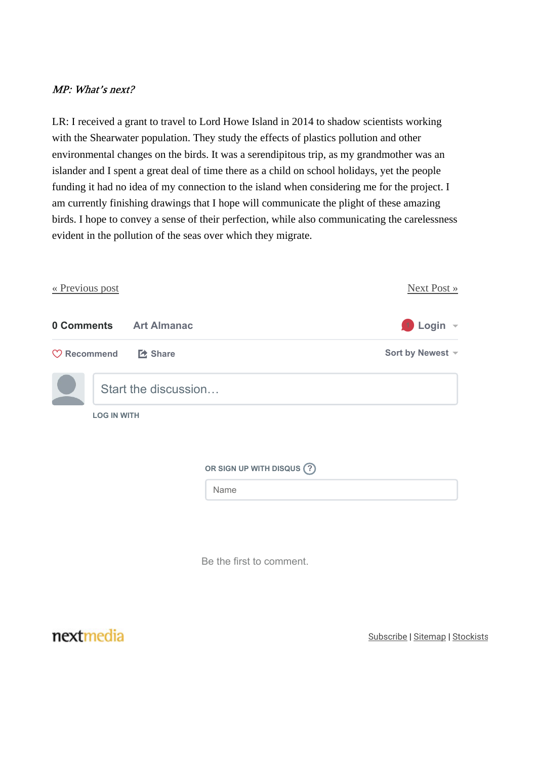*MP: What's next?*

LR: I received a grant to travel to Lord Howe Island in 2014 to shadow scientists working with the Shearwater population. They study the effects of plastics pollution and other environmental changes on the birds. It was a serendipitous trip, as my grandmother was an islander and I spent a great deal of time there as a child on school holidays, yet the people funding it had no idea of my connection to the island when considering me for the project. I am currently finishing drawings that I hope will communicate the plight of these amazing birds. I hope to convey a sense of their perfection, while also communicating the carelessness evident in the pollution of the seas over which they migrate.

« Previous post

Next Post »

**0 Comments** Art Almanac

Login

Recommend

Share

Sort by Newest

Start the discussion…

LOG IN WITH

OR SIGN UP WITH DISQUS ?

Name

Be the first to comment.

nextmedia

Subscribe | Sitemap | Stockists